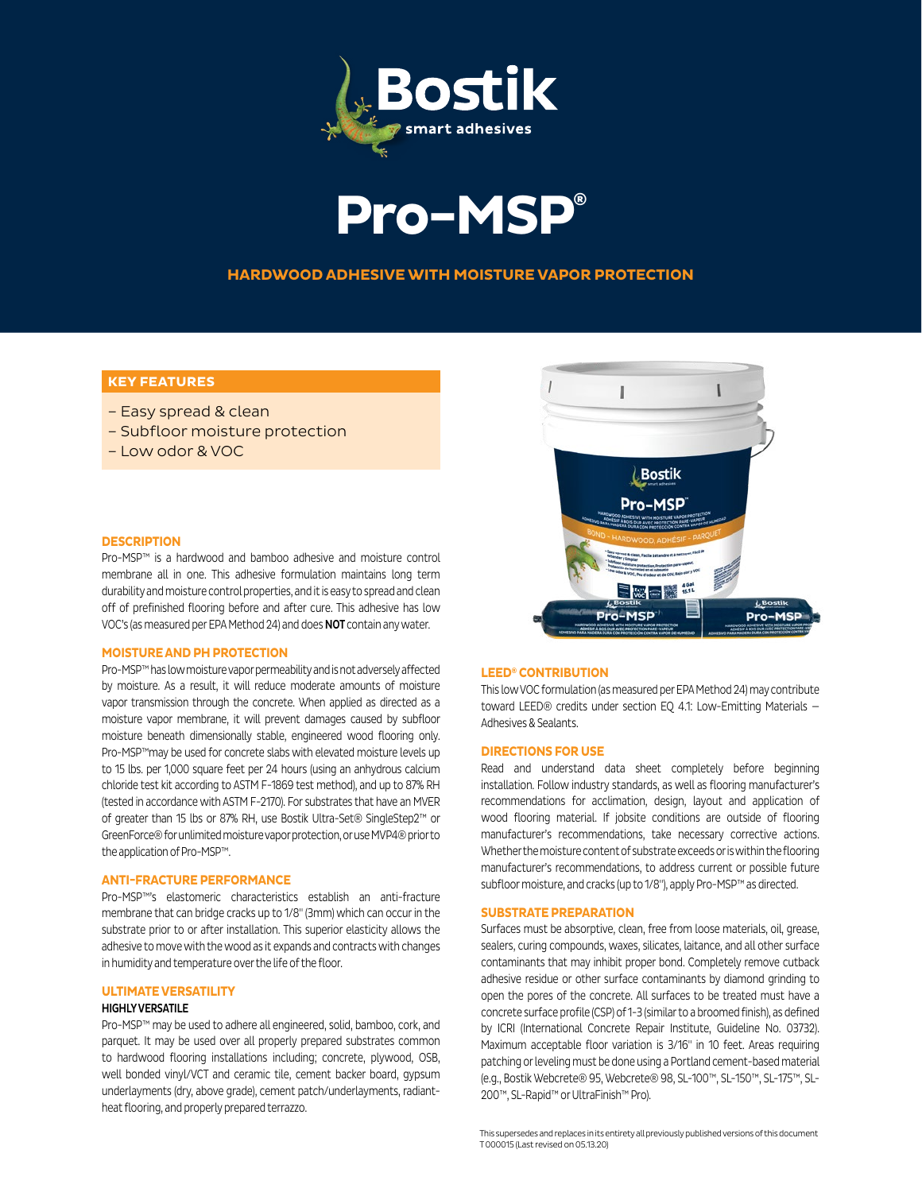# Bostik

smart adhesives

# Pro-MSP®

## HARDWOOD ADHESIVE WITH MOISTURE VAPOR PROTECTION

### KEY FEATURES

- Easy spread & clean
- Subfloor moisture protection
- Low odor & VOC

### DESCRIPTION

Pro-MSP™ is a hardwood and bamboo adhesive and moisture control membrane all in one. This adhesive formulation maintains long term durability and moisture control properties, and it is easy to spread and clean off of prefinished flooring before and after cure. This adhesive has low VOC's (as measured per EPA Method 24) and does **NOT** contain any water.

### MOISTURE AND PH PROTECTION

Pro-MSP™ has low moisture vapor permeability and is not adversely affected by moisture. As a result, it will reduce moderate amounts of moisture vapor transmission through the concrete. When applied as directed as a moisture vapor membrane, it will prevent damages caused by subfloor moisture beneath dimensionally stable, engineered wood flooring only. Pro-MSP™ may be used for concrete slabs with elevated moisture levels up to 15 lbs. per 1,000 square feet per 24 hours (using an anhydrous calcium chloride test kit according to ASTM F-1869 test method), and up to 87% RH (tested in accordance with ASTM F-2170). For substrates that have an MVER of greater than 15 lbs or 87% RH, use Bostik Ultra-Set® SingleStep2™ or GreenForce® for unlimited moisture vapor protection, or use MVP4® prior to the application of Pro-MSP™.

### ANTI-FRACTURE PERFORMANCE

Pro-MSP™'s elastomeric characteristics establish an anti-fracture membrane that can bridge cracks up to 1/8" (3mm) which can occur in the substrate prior to or after installation. This superior elasticity allows the adhesive to move with the wood as it expands and contracts with changes in humidity and temperature over the life of the floor.

### ULTIMATE VERSATILITY

**HIGHLY VERSATILE**

Pro-MSP™ may be used to adhere all engineered, solid, bamboo, cork, and parquet. It may be used over all properly prepared substrates common to hardwood flooring installations including; concrete, plywood, OSB, well bonded vinyl/VCT and ceramic tile, cement backer board, gypsum underlayments (dry, above grade), cement patch/underlayments, radiant-heat flooring, and properly prepared terrazzo.

### LEED® CONTRIBUTION

This low VOC formulation (as measured per EPA Method 24) may contribute toward LEED® credits under section EQ 4.1: Low-Emitting Materials – Adhesives & Sealants.

### DIRECTIONS FOR USE

Read and understand data sheet completely before beginning installation. Follow industry standards, as well as flooring manufacturer's recommendations for acclimation, design, layout and application of wood flooring material. If jobsite conditions are outside of flooring manufacturer's recommendations, take necessary corrective actions. Whether the moisture content of substrate exceeds or is within the flooring manufacturer's recommendations, to address current or possible future subfloor moisture, and cracks (up to 1/8"), apply Pro-MSP™ as directed.

### SUBSTRATE PREPARATION

Surfaces must be absorptive, clean, free from loose materials, oil, grease, sealers, curing compounds, waxes, silicates, laitance, and all other surface contaminants that may inhibit proper bond. Completely remove cutback adhesive residue or other surface contaminants by diamond grinding to open the pores of the concrete. All surfaces to be treated must have a concrete surface profile (CSP) of 1-3 (similar to a broomed finish), as defined by ICRI (International Concrete Repair Institute, Guideline No. 03732). Maximum acceptable floor variation is 3/16" in 10 feet. Areas requiring patching or leveling must be done using a Portland cement-based material (e.g., Bostik Webcrete® 95, Webcrete® 98, SL-100™, SL-150™, SL-175™, SL-200™, SL-Rapid™ or UltraFinish™ Pro).

This supersedes and replaces in its entirety all previously published versions of this document
T 000015 (Last revised on 05.13.20)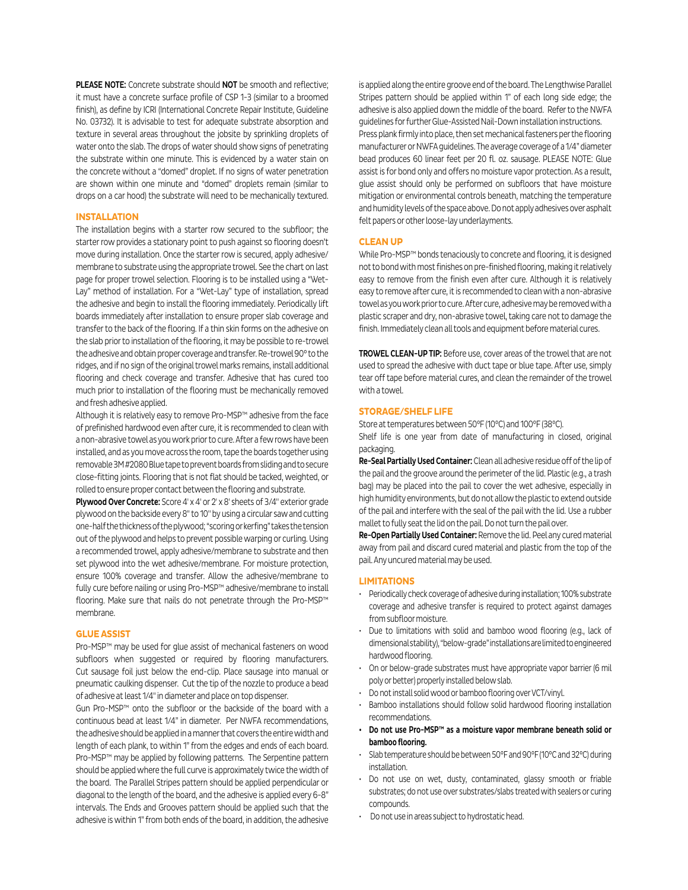**PLEASE NOTE:** Concrete substrate should **NOT** be smooth and reflective; it must have a concrete surface profile of CSP 1-3 (similar to a broomed finish), as define by ICRI (International Concrete Repair Institute, Guideline No. 03732). It is advisable to test for adequate substrate absorption and texture in several areas throughout the jobsite by sprinkling droplets of water onto the slab. The drops of water should show signs of penetrating the substrate within one minute. This is evidenced by a water stain on the concrete without a "domed" droplet. If no signs of water penetration are shown within one minute and "domed" droplets remain (similar to drops on a car hood) the substrate will need to be mechanically textured.

## INSTALLATION

The installation begins with a starter row secured to the subfloor; the starter row provides a stationary point to push against so flooring doesn't move during installation. Once the starter row is secured, apply adhesive/membrane to substrate using the appropriate trowel. See the chart on last page for proper trowel selection. Flooring is to be installed using a "Wet-Lay" method of installation. For a "Wet-Lay" type of installation, spread the adhesive and begin to install the flooring immediately. Periodically lift boards immediately after installation to ensure proper slab coverage and transfer to the back of the flooring. If a thin skin forms on the adhesive on the slab prior to installation of the flooring, it may be possible to re-trowel the adhesive and obtain proper coverage and transfer. Re-trowel 90° to the ridges, and if no sign of the original trowel marks remains, install additional flooring and check coverage and transfer. Adhesive that has cured too much prior to installation of the flooring must be mechanically removed and fresh adhesive applied.

Although it is relatively easy to remove Pro-MSP™ adhesive from the face of prefinished hardwood even after cure, it is recommended to clean with a non-abrasive towel as you work prior to cure. After a few rows have been installed, and as you move across the room, tape the boards together using removable 3M #2080 Blue tape to prevent boards from sliding and to secure close-fitting joints. Flooring that is not flat should be tacked, weighted, or rolled to ensure proper contact between the flooring and substrate.

**Plywood Over Concrete:** Score 4' x 4' or 2' x 8' sheets of 3/4" exterior grade plywood on the backside every 8" to 10" by using a circular saw and cutting one-half the thickness of the plywood; "scoring or kerfing" takes the tension out of the plywood and helps to prevent possible warping or curling. Using a recommended trowel, apply adhesive/membrane to substrate and then set plywood into the wet adhesive/membrane. For moisture protection, ensure 100% coverage and transfer. Allow the adhesive/membrane to fully cure before nailing or using Pro-MSP™ adhesive/membrane to install flooring. Make sure that nails do not penetrate through the Pro-MSP™ membrane.

## GLUE ASSIST

Pro-MSP™ may be used for glue assist of mechanical fasteners on wood subfloors when suggested or required by flooring manufacturers. Cut sausage foil just below the end-clip. Place sausage into manual or pneumatic caulking dispenser. Cut the tip of the nozzle to produce a bead of adhesive at least 1/4" in diameter and place on top dispenser.

Gun Pro-MSP™ onto the subfloor or the backside of the board with a continuous bead at least 1/4" in diameter. Per NWFA recommendations, the adhesive should be applied in a manner that covers the entire width and length of each plank, to within 1" from the edges and ends of each board. Pro-MSP™ may be applied by following patterns. The Serpentine pattern should be applied where the full curve is approximately twice the width of the board. The Parallel Stripes pattern should be applied perpendicular or diagonal to the length of the board, and the adhesive is applied every 6-8" intervals. The Ends and Grooves pattern should be applied such that the adhesive is within 1" from both ends of the board, in addition, the adhesive is applied along the entire groove end of the board. The Lengthwise Parallel Stripes pattern should be applied within 1" of each long side edge; the adhesive is also applied down the middle of the board. Refer to the NWFA guidelines for further Glue-Assisted Nail-Down installation instructions.

Press plank firmly into place, then set mechanical fasteners per the flooring manufacturer or NWFA guidelines. The average coverage of a 1/4" diameter bead produces 60 linear feet per 20 fl. oz. sausage. PLEASE NOTE: Glue assist is for bond only and offers no moisture vapor protection. As a result, glue assist should only be performed on subfloors that have moisture mitigation or environmental controls beneath, matching the temperature and humidity levels of the space above. Do not apply adhesives over asphalt felt papers or other loose-lay underlayments.

## CLEAN UP

While Pro-MSP™ bonds tenaciously to concrete and flooring, it is designed not to bond with most finishes on pre-finished flooring, making it relatively easy to remove from the finish even after cure. Although it is relatively easy to remove after cure, it is recommended to clean with a non-abrasive towel as you work prior to cure. After cure, adhesive may be removed with a plastic scraper and dry, non-abrasive towel, taking care not to damage the finish. Immediately clean all tools and equipment before material cures.

**TROWEL CLEAN-UP TIP:** Before use, cover areas of the trowel that are not used to spread the adhesive with duct tape or blue tape. After use, simply tear off tape before material cures, and clean the remainder of the trowel with a towel.

## STORAGE/SHELF LIFE

Store at temperatures between 50°F (10°C) and 100°F (38°C).

Shelf life is one year from date of manufacturing in closed, original packaging.

**Re-Seal Partially Used Container:** Clean all adhesive residue off of the lip of the pail and the groove around the perimeter of the lid. Plastic (e.g., a trash bag) may be placed into the pail to cover the wet adhesive, especially in high humidity environments, but do not allow the plastic to extend outside of the pail and interfere with the seal of the pail with the lid. Use a rubber mallet to fully seat the lid on the pail. Do not turn the pail over.

**Re-Open Partially Used Container:** Remove the lid. Peel any cured material away from pail and discard cured material and plastic from the top of the pail. Any uncured material may be used.

## LIMITATIONS

- Periodically check coverage of adhesive during installation; 100% substrate coverage and adhesive transfer is required to protect against damages from subfloor moisture.
- Due to limitations with solid and bamboo wood flooring (e.g., lack of dimensional stability), "below-grade" installations are limited to engineered hardwood flooring.
- On or below-grade substrates must have appropriate vapor barrier (6 mil poly or better) properly installed below slab.
- Do not install solid wood or bamboo flooring over VCT/vinyl.
- Bamboo installations should follow solid hardwood flooring installation recommendations.
- **Do not use Pro-MSP™ as a moisture vapor membrane beneath solid or bamboo flooring.**
- Slab temperature should be between 50°F and 90°F (10°C and 32°C) during installation.
- Do not use on wet, dusty, contaminated, glassy smooth or friable substrates; do not use over substrates/slabs treated with sealers or curing compounds.
- Do not use in areas subject to hydrostatic head.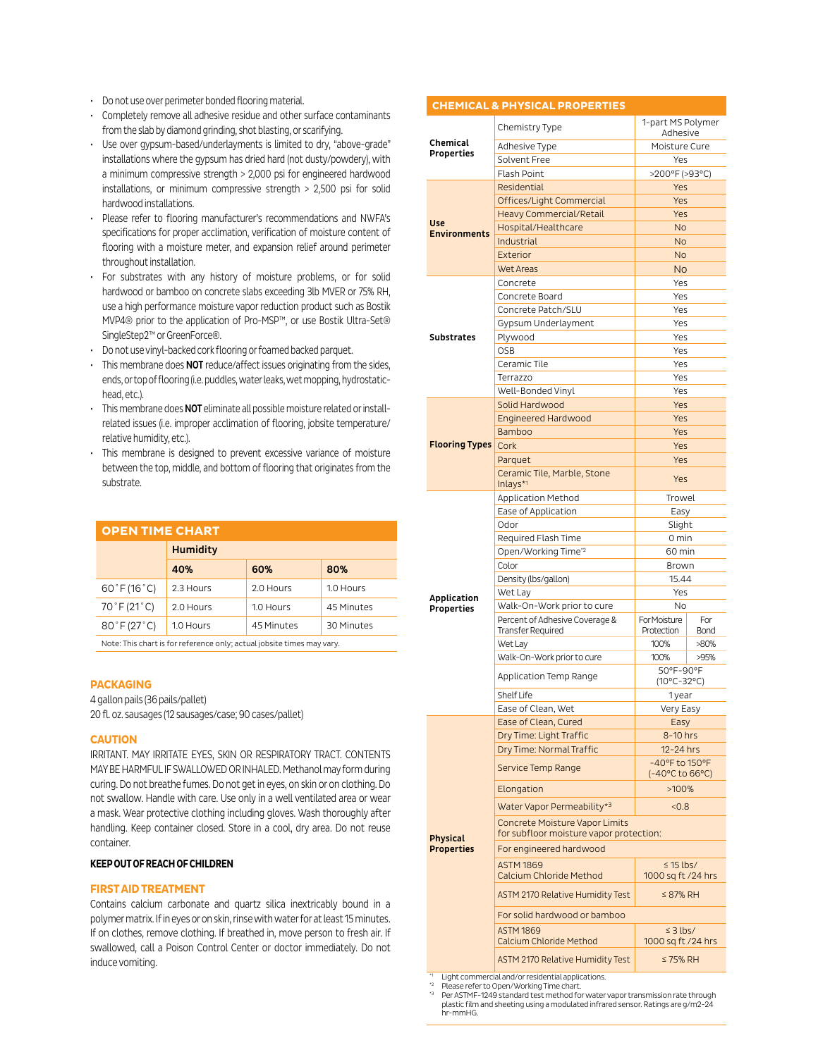- Do not use over perimeter bonded flooring material.
- Completely remove all adhesive residue and other surface contaminants from the slab by diamond grinding, shot blasting, or scarifying.
- Use over gypsum-based/underlayments is limited to dry, "above-grade" installations where the gypsum has dried hard (not dusty/powdery), with a minimum compressive strength > 2,000 psi for engineered hardwood installations, or minimum compressive strength > 2,500 psi for solid hardwood installations.
- Please refer to flooring manufacturer's recommendations and NWFA's specifications for proper acclimation, verification of moisture content of flooring with a moisture meter, and expansion relief around perimeter throughout installation.
- For substrates with any history of moisture problems, or for solid hardwood or bamboo on concrete slabs exceeding 3lb MVER or 75% RH, use a high performance moisture vapor reduction product such as Bostik MVP4® prior to the application of Pro-MSP™, or use Bostik Ultra-Set® SingleStep2™ or GreenForce®.
- Do not use vinyl-backed cork flooring or foamed backed parquet.
- This membrane does **NOT** reduce/affect issues originating from the sides, ends, or top of flooring (i.e. puddles, water leaks, wet mopping, hydrostatic-head, etc.).
- This membrane does **NOT** eliminate all possible moisture related or install-related issues (i.e. improper acclimation of flooring, jobsite temperature/ relative humidity, etc.).
- This membrane is designed to prevent excessive variance of moisture between the top, middle, and bottom of flooring that originates from the substrate.

## OPEN TIME CHART

| | Humidity | | |
|---|---|---|---|
| | **40%** | **60%** | **80%** |
| 60˚F (16˚C) | 2.3 Hours | 2.0 Hours | 1.0 Hours |
| 70˚F (21˚C) | 2.0 Hours | 1.0 Hours | 45 Minutes |
| 80˚F (27˚C) | 1.0 Hours | 45 Minutes | 30 Minutes |

Note: This chart is for reference only; actual jobsite times may vary.

## PACKAGING

4 gallon pails (36 pails/pallet)
20 fl. oz. sausages (12 sausages/case; 90 cases/pallet)

## CAUTION

IRRITANT. MAY IRRITATE EYES, SKIN OR RESPIRATORY TRACT. CONTENTS MAY BE HARMFUL IF SWALLOWED OR INHALED. Methanol may form during curing. Do not breathe fumes. Do not get in eyes, on skin or on clothing. Do not swallow. Handle with care. Use only in a well ventilated area or wear a mask. Wear protective clothing including gloves. Wash thoroughly after handling. Keep container closed. Store in a cool, dry area. Do not reuse container.

**KEEP OUT OF REACH OF CHILDREN**

## FIRST AID TREATMENT

Contains calcium carbonate and quartz silica inextricably bound in a polymer matrix. If in eyes or on skin, rinse with water for at least 15 minutes. If on clothes, remove clothing. If breathed in, move person to fresh air. If swallowed, call a Poison Control Center or doctor immediately. Do not induce vomiting.

## CHEMICAL & PHYSICAL PROPERTIES

| | | | |
|---|---|---|---|
| **Chemical Properties** | Chemistry Type | 1-part MS Polymer Adhesive | |
| | Adhesive Type | Moisture Cure | |
| | Solvent Free | Yes | |
| | Flash Point | >200°F (>93°C) | |
| **Use Environments** | Residential | Yes | |
| | Offices/Light Commercial | Yes | |
| | Heavy Commercial/Retail | Yes | |
| | Hospital/Healthcare | No | |
| | Industrial | No | |
| | Exterior | No | |
| | Wet Areas | No | |
| **Substrates** | Concrete | Yes | |
| | Concrete Board | Yes | |
| | Concrete Patch/SLU | Yes | |
| | Gypsum Underlayment | Yes | |
| | Plywood | Yes | |
| | OSB | Yes | |
| | Ceramic Tile | Yes | |
| | Terrazzo | Yes | |
| | Well-Bonded Vinyl | Yes | |
| **Flooring Types** | Solid Hardwood | Yes | |
| | Engineered Hardwood | Yes | |
| | Bamboo | Yes | |
| | Cork | Yes | |
| | Parquet | Yes | |
| | Ceramic Tile, Marble, Stone Inlays[*1] | Yes | |
| **Application Properties** | Application Method | Trowel | |
| | Ease of Application | Easy | |
| | Odor | Slight | |
| | Required Flash Time | 0 min | |
| | Open/Working Time[*2] | 60 min | |
| | Color | Brown | |
| | Density (lbs/gallon) | 15.44 | |
| | Wet Lay | Yes | |
| | Walk-On-Work prior to cure | No | |
| | Percent of Adhesive Coverage & Transfer Required | For Moisture Protection | For Bond |
| | Wet Lay | 100% | >80% |
| | Walk-On-Work prior to cure | 100% | >95% |
| | Application Temp Range | 50°F–90°F (10°C–32°C) | |
| | Shelf Life | 1 year | |
| | Ease of Clean, Wet | Very Easy | |
| **Physical Properties** | Ease of Clean, Cured | Easy | |
| | Dry Time: Light Traffic | 8-10 hrs | |
| | Dry Time: Normal Traffic | 12-24 hrs | |
| | Service Temp Range | -40°F to 150°F (-40°C to 66°C) | |
| | Elongation | >100% | |
| | Water Vapor Permeability[*3] | <0.8 | |
| | Concrete Moisture Vapor Limits for subfloor moisture vapor protection: | | |
| | For engineered hardwood | | |
| | ASTM 1869 Calcium Chloride Method | ≤ 15 lbs/ 1000 sq ft /24 hrs | |
| | ASTM 2170 Relative Humidity Test | ≤ 87% RH | |
| | For solid hardwood or bamboo | | |
| | ASTM 1869 Calcium Chloride Method | ≤ 3 lbs/ 1000 sq ft /24 hrs | |
| | ASTM 2170 Relative Humidity Test | ≤ 75% RH | |

[*1] Light commercial and/or residential applications.
[*2] Please refer to Open/Working Time chart.
[*3] Per ASTMF-1249 standard test method for water vapor transmission rate through plastic film and sheeting using a modulated infrared sensor. Ratings are g/m2-24 hr-mmHG.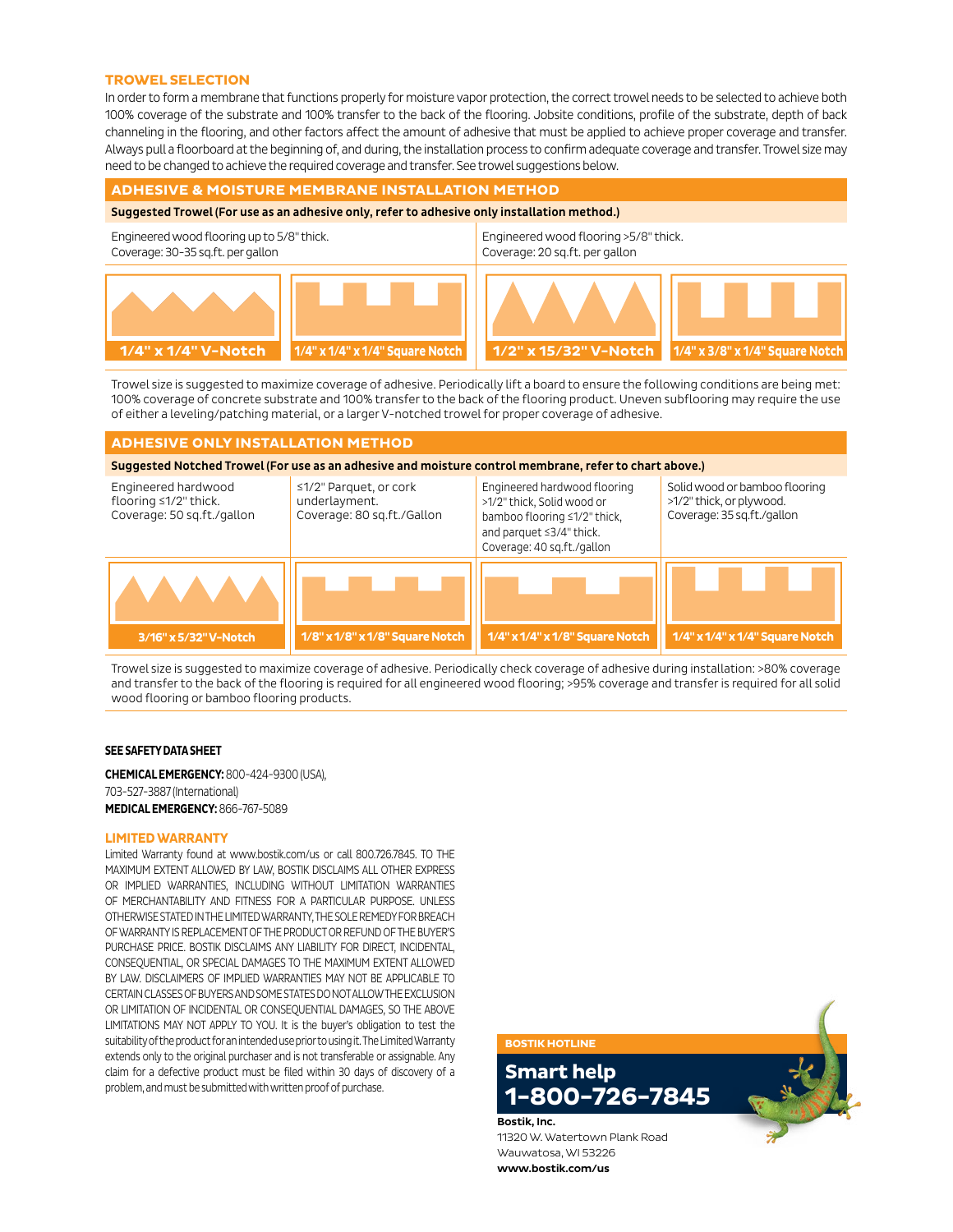## TROWEL SELECTION

In order to form a membrane that functions properly for moisture vapor protection, the correct trowel needs to be selected to achieve both 100% coverage of the substrate and 100% transfer to the back of the flooring. Jobsite conditions, profile of the substrate, depth of back channeling in the flooring, and other factors affect the amount of adhesive that must be applied to achieve proper coverage and transfer. Always pull a floorboard at the beginning of, and during, the installation process to confirm adequate coverage and transfer. Trowel size may need to be changed to achieve the required coverage and transfer. See trowel suggestions below.

### ADHESIVE & MOISTURE MEMBRANE INSTALLATION METHOD

**Suggested Trowel (For use as an adhesive only, refer to adhesive only installation method.)**

| Engineered wood flooring up to 5/8" thick.<br>Coverage: 30-35 sq.ft. per gallon | | Engineered wood flooring >5/8" thick.<br>Coverage: 20 sq.ft. per gallon | |
|---|---|---|---|
| 1/4" x 1/4" V-Notch | 1/4" x 1/4" x 1/4" Square Notch | 1/2" x 15/32" V-Notch | 1/4" x 3/8" x 1/4" Square Notch |

Trowel size is suggested to maximize coverage of adhesive. Periodically lift a board to ensure the following conditions are being met: 100% coverage of concrete substrate and 100% transfer to the back of the flooring product. Uneven subflooring may require the use of either a leveling/patching material, or a larger V-notched trowel for proper coverage of adhesive.

### ADHESIVE ONLY INSTALLATION METHOD

**Suggested Notched Trowel (For use as an adhesive and moisture control membrane, refer to chart above.)**

| Engineered hardwood flooring ≤1/2" thick.<br>Coverage: 50 sq.ft./gallon | ≤1/2" Parquet, or cork underlayment.<br>Coverage: 80 sq.ft./Gallon | Engineered hardwood flooring >1/2" thick, Solid wood or bamboo flooring ≤1/2" thick, and parquet ≤3/4" thick.<br>Coverage: 40 sq.ft./gallon | Solid wood or bamboo flooring >1/2" thick, or plywood.<br>Coverage: 35 sq.ft./gallon |
|---|---|---|---|
| 3/16" x 5/32" V-Notch | 1/8" x 1/8" x 1/8" Square Notch | 1/4" x 1/4" x 1/8" Square Notch | 1/4" x 1/4" x 1/4" Square Notch |

Trowel size is suggested to maximize coverage of adhesive. Periodically check coverage of adhesive during installation: >80% coverage and transfer to the back of the flooring is required for all engineered wood flooring; >95% coverage and transfer is required for all solid wood flooring or bamboo flooring products.

**SEE SAFETY DATA SHEET**

**CHEMICAL EMERGENCY:** 800-424-9300 (USA), 703-527-3887 (International)
**MEDICAL EMERGENCY:** 866-767-5089

## LIMITED WARRANTY

Limited Warranty found at www.bostik.com/us or call 800.726.7845. TO THE MAXIMUM EXTENT ALLOWED BY LAW, BOSTIK DISCLAIMS ALL OTHER EXPRESS OR IMPLIED WARRANTIES, INCLUDING WITHOUT LIMITATION WARRANTIES OF MERCHANTABILITY AND FITNESS FOR A PARTICULAR PURPOSE. UNLESS OTHERWISE STATED IN THE LIMITED WARRANTY, THE SOLE REMEDY FOR BREACH OF WARRANTY IS REPLACEMENT OF THE PRODUCT OR REFUND OF THE BUYER'S PURCHASE PRICE. BOSTIK DISCLAIMS ANY LIABILITY FOR DIRECT, INCIDENTAL, CONSEQUENTIAL, OR SPECIAL DAMAGES TO THE MAXIMUM EXTENT ALLOWED BY LAW. DISCLAIMERS OF IMPLIED WARRANTIES MAY NOT BE APPLICABLE TO CERTAIN CLASSES OF BUYERS AND SOME STATES DO NOT ALLOW THE EXCLUSION OR LIMITATION OF INCIDENTAL OR CONSEQUENTIAL DAMAGES, SO THE ABOVE LIMITATIONS MAY NOT APPLY TO YOU. It is the buyer's obligation to test the suitability of the product for an intended use prior to using it. The Limited Warranty extends only to the original purchaser and is not transferable or assignable. Any claim for a defective product must be filed within 30 days of discovery of a problem, and must be submitted with written proof of purchase.

**BOSTIK HOTLINE**

**Smart help**
**1-800-726-7845**

**Bostik, Inc.**
11320 W. Watertown Plank Road
Wauwatosa, WI 53226
**www.bostik.com/us**